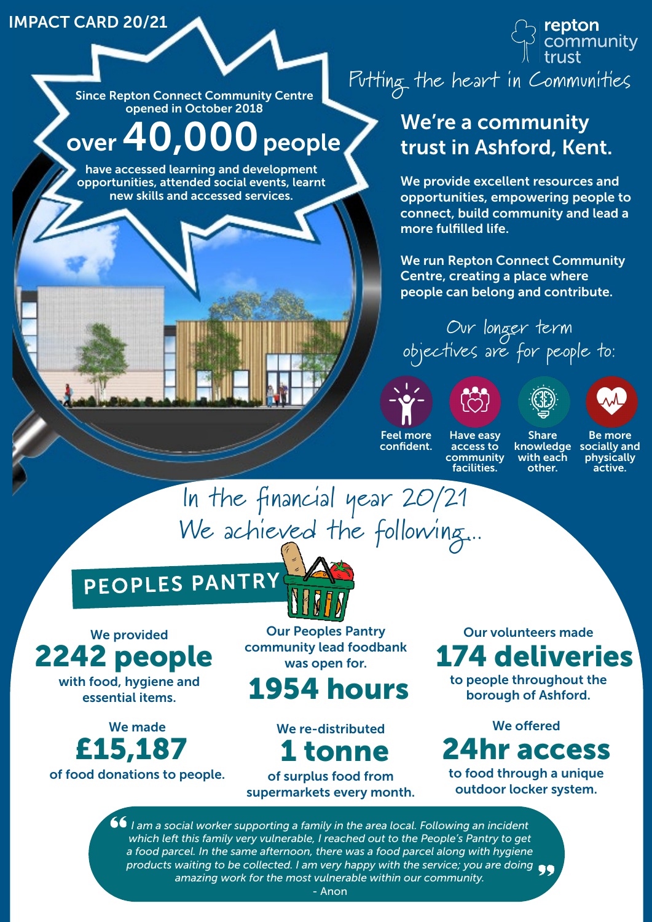IMPACT CARD 20/21

repton community trust

*Putting the heart in Communities*

Since Repton Connect Community Centre opened in October 2018

**over 40,000 people**

have accessed learning and development opportunities, attended social events, learnt new skills and accessed services.

## We're a community trust in Ashford, Kent.

We provide excellent resources and opportunities, empowering people to connect, build community and lead a more fulfilled life.

We run Repton Connect Community Centre, creating a place where people can belong and contribute.

*Our longer term objectives are for people to:*

- Feel more confident.
- Have easy access to community facilities.
- Share knowledge with each other.
- Be more socially and physically active.

*In the financial year 20/21 We achieved the following...*

## PEOPLES PANTRY

We provided **2242 people** with food, hygiene and essential items.

Our Peoples Pantry community lead foodbank was open for. **1954 hours**

Our volunteers made **174 deliveries** to people throughout the borough of Ashford.

We made **£15,187** of food donations to people.

We re-distributed **1 tonne** of surplus food from supermarkets every month.

We offered **24hr access** to food through a unique outdoor locker system.

> *I am a social worker supporting a family in the area local. Following an incident which left this family very vulnerable, I reached out to the People's Pantry to get a food parcel. In the same afternoon, there was a food parcel along with hygiene products waiting to be collected. I am very happy with the service; you are doing amazing work for the most vulnerable within our community.*
>
> - Anon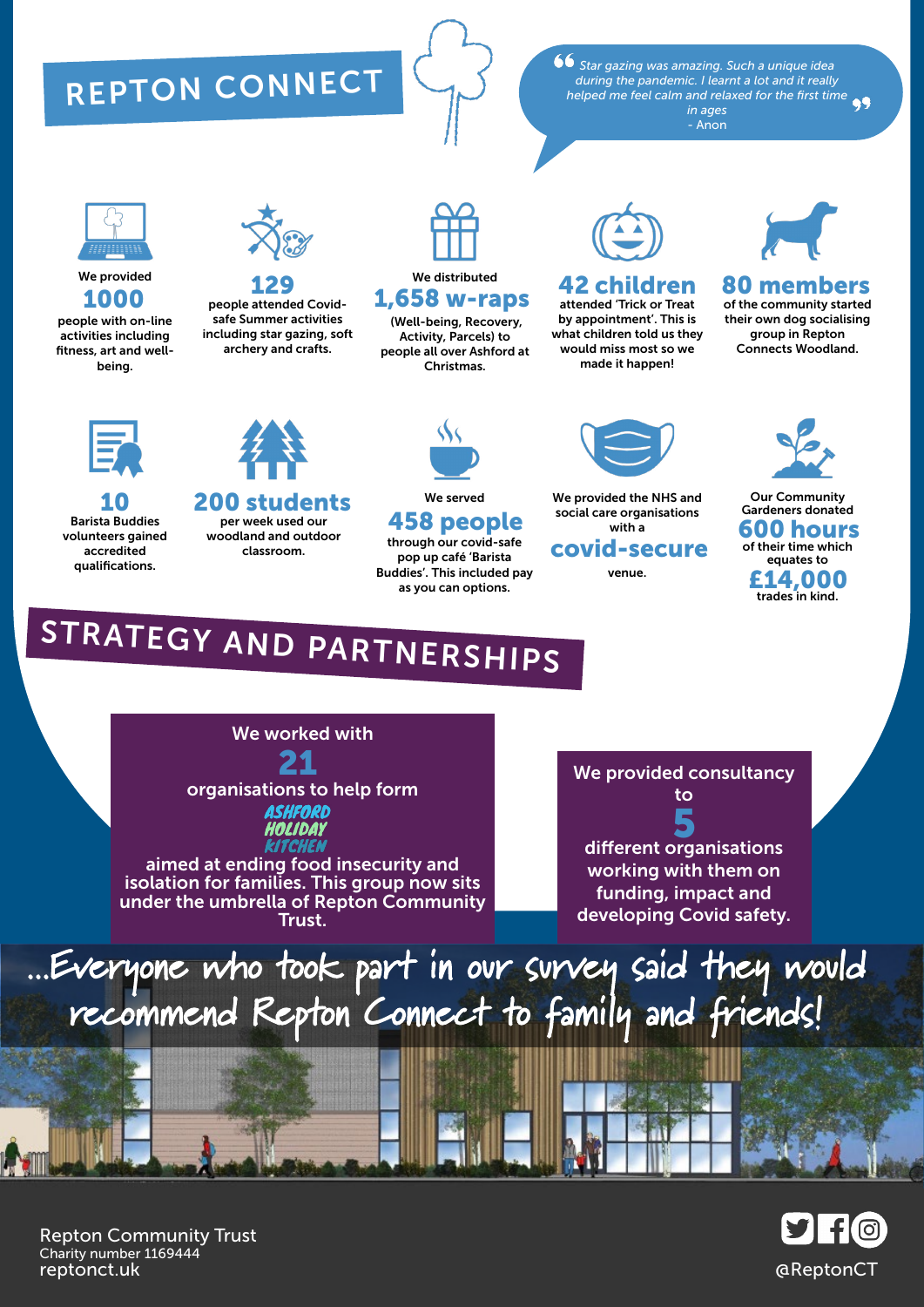# REPTON CONNECT

> *"Star gazing was amazing. Such a unique idea during the pandemic. I learnt a lot and it really helped me feel calm and relaxed for the first time in ages"*
> - Anon

We provided **1000** people with on-line activities including fitness, art and well-being.

**129** people attended Covid-safe Summer activities including star gazing, soft archery and crafts.

We distributed **1,658 w-raps** (Well-being, Recovery, Activity, Parcels) to people all over Ashford at Christmas.

**42 children** attended 'Trick or Treat by appointment'. This is what children told us they would miss most so we made it happen!

**80 members** of the community started their own dog socialising group in Repton Connects Woodland.

**10** Barista Buddies volunteers gained accredited qualifications.

**200 students** per week used our woodland and outdoor classroom.

We served **458 people** through our covid-safe pop up café 'Barista Buddies'. This included pay as you can options.

We provided the NHS and social care organisations with a **covid-secure** venue.

Our Community Gardeners donated **600 hours** of their time which equates to **£14,000** trades in kind.

# STRATEGY AND PARTNERSHIPS

We worked with **21** organisations to help form **ASHFORD HOLIDAY KITCHEN** aimed at ending food insecurity and isolation for families. This group now sits under the umbrella of Repton Community Trust.

We provided consultancy to **5** different organisations working with them on funding, impact and developing Covid safety.

*...Everyone who took part in our survey said they would recommend Repton Connect to family and friends!*

Repton Community Trust
Charity number 1169444
reptonct.uk

@ReptonCT